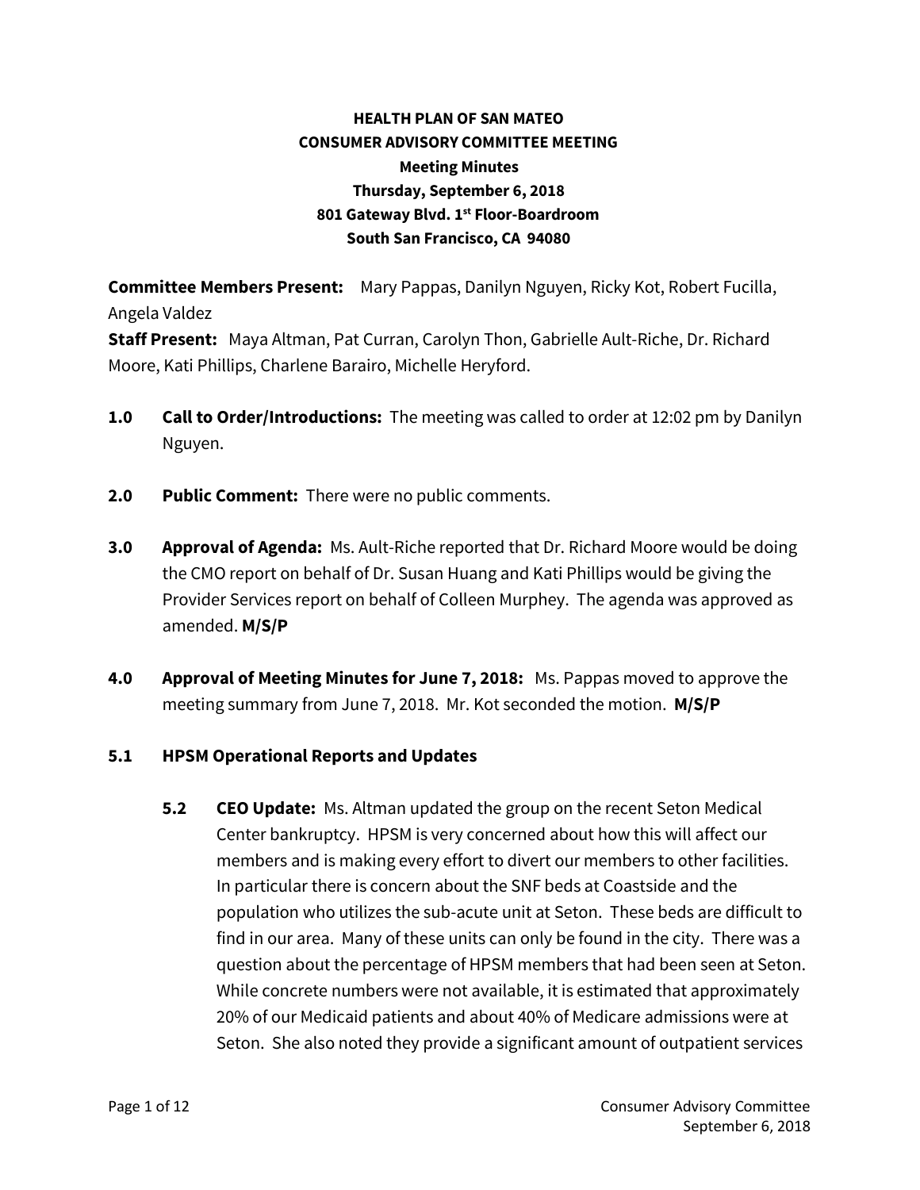**HEALTH PLAN OF SAN MATEO**
**CONSUMER ADVISORY COMMITTEE MEETING**
**Meeting Minutes**
**Thursday, September 6, 2018**
**801 Gateway Blvd. 1st Floor-Boardroom**
**South San Francisco, CA 94080**

**Committee Members Present:** Mary Pappas, Danilyn Nguyen, Ricky Kot, Robert Fucilla, Angela Valdez
**Staff Present:** Maya Altman, Pat Curran, Carolyn Thon, Gabrielle Ault-Riche, Dr. Richard Moore, Kati Phillips, Charlene Barairo, Michelle Heryford.

**1.0 Call to Order/Introductions:** The meeting was called to order at 12:02 pm by Danilyn Nguyen.

**2.0 Public Comment:** There were no public comments.

**3.0 Approval of Agenda:** Ms. Ault-Riche reported that Dr. Richard Moore would be doing the CMO report on behalf of Dr. Susan Huang and Kati Phillips would be giving the Provider Services report on behalf of Colleen Murphey. The agenda was approved as amended. **M/S/P**

**4.0 Approval of Meeting Minutes for June 7, 2018:** Ms. Pappas moved to approve the meeting summary from June 7, 2018. Mr. Kot seconded the motion. **M/S/P**

**5.1 HPSM Operational Reports and Updates**

**5.2 CEO Update:** Ms. Altman updated the group on the recent Seton Medical Center bankruptcy. HPSM is very concerned about how this will affect our members and is making every effort to divert our members to other facilities. In particular there is concern about the SNF beds at Coastside and the population who utilizes the sub-acute unit at Seton. These beds are difficult to find in our area. Many of these units can only be found in the city. There was a question about the percentage of HPSM members that had been seen at Seton. While concrete numbers were not available, it is estimated that approximately 20% of our Medicaid patients and about 40% of Medicare admissions were at Seton. She also noted they provide a significant amount of outpatient services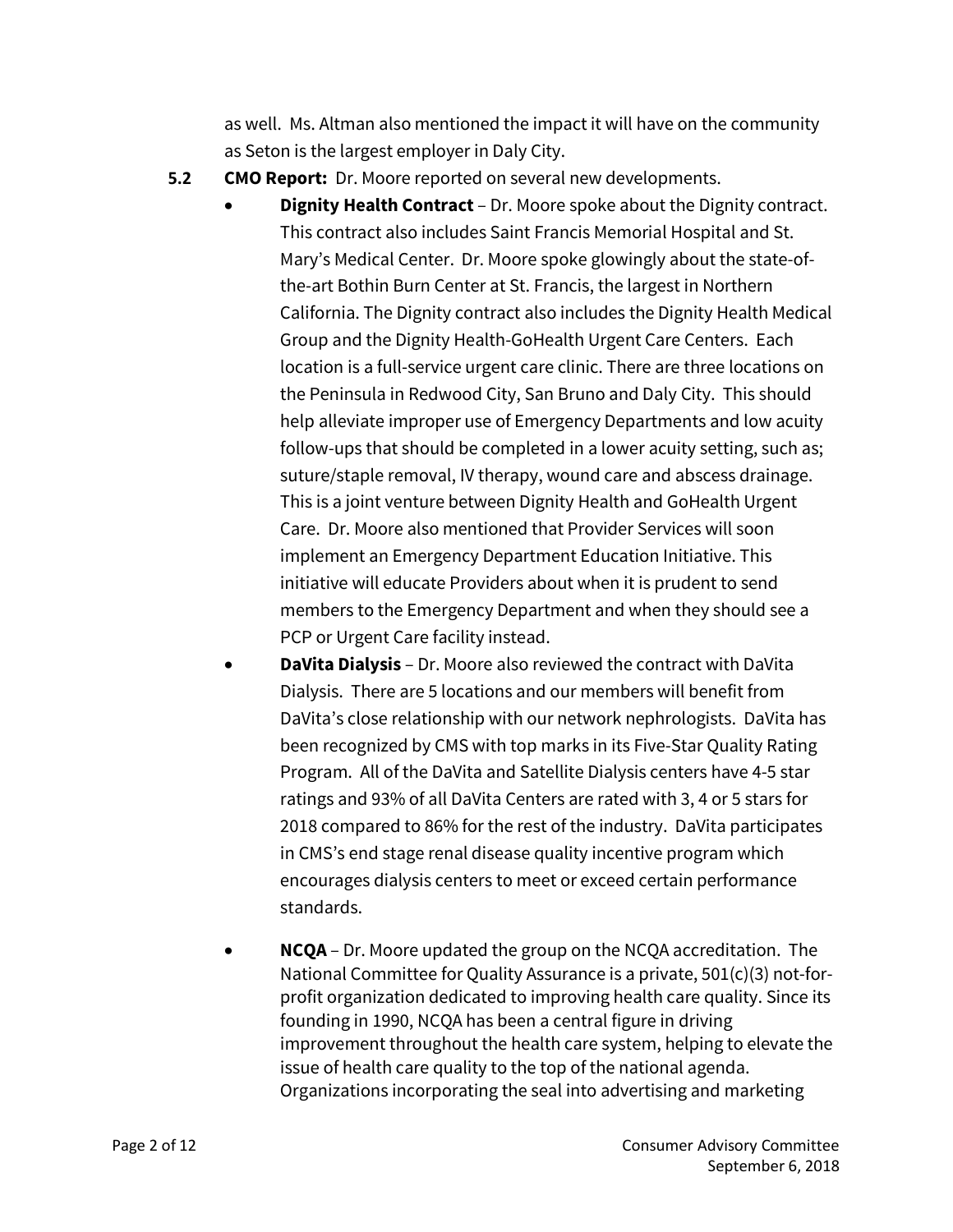as well. Ms. Altman also mentioned the impact it will have on the community as Seton is the largest employer in Daly City.

**5.2 CMO Report:** Dr. Moore reported on several new developments.

- **Dignity Health Contract** – Dr. Moore spoke about the Dignity contract. This contract also includes Saint Francis Memorial Hospital and St. Mary's Medical Center. Dr. Moore spoke glowingly about the state-of-the-art Bothin Burn Center at St. Francis, the largest in Northern California. The Dignity contract also includes the Dignity Health Medical Group and the Dignity Health-GoHealth Urgent Care Centers. Each location is a full-service urgent care clinic. There are three locations on the Peninsula in Redwood City, San Bruno and Daly City. This should help alleviate improper use of Emergency Departments and low acuity follow-ups that should be completed in a lower acuity setting, such as; suture/staple removal, IV therapy, wound care and abscess drainage. This is a joint venture between Dignity Health and GoHealth Urgent Care. Dr. Moore also mentioned that Provider Services will soon implement an Emergency Department Education Initiative. This initiative will educate Providers about when it is prudent to send members to the Emergency Department and when they should see a PCP or Urgent Care facility instead.
- **DaVita Dialysis** – Dr. Moore also reviewed the contract with DaVita Dialysis. There are 5 locations and our members will benefit from DaVita's close relationship with our network nephrologists. DaVita has been recognized by CMS with top marks in its Five-Star Quality Rating Program. All of the DaVita and Satellite Dialysis centers have 4-5 star ratings and 93% of all DaVita Centers are rated with 3, 4 or 5 stars for 2018 compared to 86% for the rest of the industry. DaVita participates in CMS's end stage renal disease quality incentive program which encourages dialysis centers to meet or exceed certain performance standards.
- **NCQA** – Dr. Moore updated the group on the NCQA accreditation. The National Committee for Quality Assurance is a private, 501(c)(3) not-for-profit organization dedicated to improving health care quality. Since its founding in 1990, NCQA has been a central figure in driving improvement throughout the health care system, helping to elevate the issue of health care quality to the top of the national agenda. Organizations incorporating the seal into advertising and marketing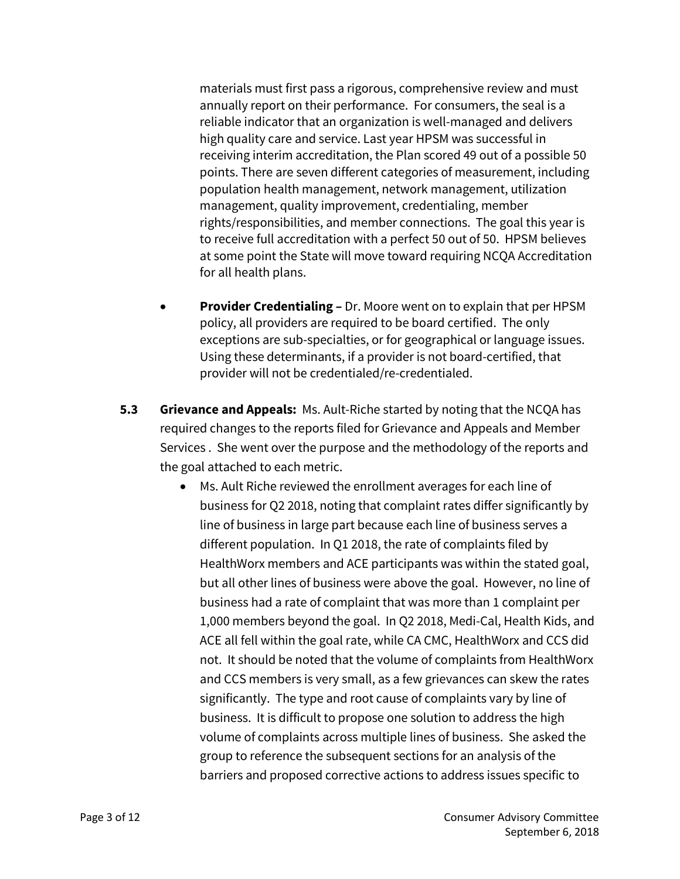materials must first pass a rigorous, comprehensive review and must annually report on their performance. For consumers, the seal is a reliable indicator that an organization is well-managed and delivers high quality care and service. Last year HPSM was successful in receiving interim accreditation, the Plan scored 49 out of a possible 50 points. There are seven different categories of measurement, including population health management, network management, utilization management, quality improvement, credentialing, member rights/responsibilities, and member connections. The goal this year is to receive full accreditation with a perfect 50 out of 50. HPSM believes at some point the State will move toward requiring NCQA Accreditation for all health plans.

- **Provider Credentialing –** Dr. Moore went on to explain that per HPSM policy, all providers are required to be board certified. The only exceptions are sub-specialties, or for geographical or language issues. Using these determinants, if a provider is not board-certified, that provider will not be credentialed/re-credentialed.

**5.3 Grievance and Appeals:** Ms. Ault-Riche started by noting that the NCQA has required changes to the reports filed for Grievance and Appeals and Member Services . She went over the purpose and the methodology of the reports and the goal attached to each metric.

- Ms. Ault Riche reviewed the enrollment averages for each line of business for Q2 2018, noting that complaint rates differ significantly by line of business in large part because each line of business serves a different population. In Q1 2018, the rate of complaints filed by HealthWorx members and ACE participants was within the stated goal, but all other lines of business were above the goal. However, no line of business had a rate of complaint that was more than 1 complaint per 1,000 members beyond the goal. In Q2 2018, Medi-Cal, Health Kids, and ACE all fell within the goal rate, while CA CMC, HealthWorx and CCS did not. It should be noted that the volume of complaints from HealthWorx and CCS members is very small, as a few grievances can skew the rates significantly. The type and root cause of complaints vary by line of business. It is difficult to propose one solution to address the high volume of complaints across multiple lines of business. She asked the group to reference the subsequent sections for an analysis of the barriers and proposed corrective actions to address issues specific to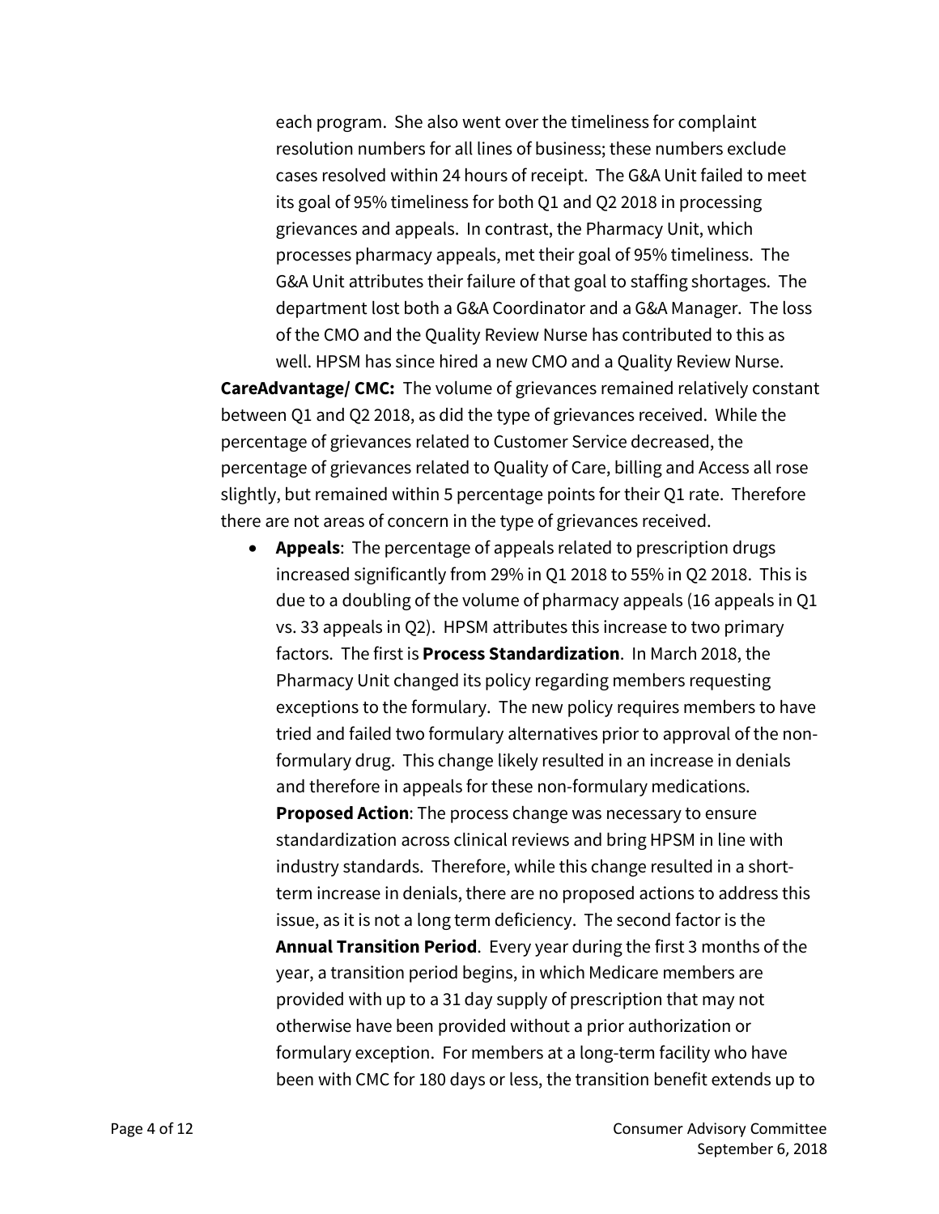each program. She also went over the timeliness for complaint resolution numbers for all lines of business; these numbers exclude cases resolved within 24 hours of receipt. The G&A Unit failed to meet its goal of 95% timeliness for both Q1 and Q2 2018 in processing grievances and appeals. In contrast, the Pharmacy Unit, which processes pharmacy appeals, met their goal of 95% timeliness. The G&A Unit attributes their failure of that goal to staffing shortages. The department lost both a G&A Coordinator and a G&A Manager. The loss of the CMO and the Quality Review Nurse has contributed to this as well. HPSM has since hired a new CMO and a Quality Review Nurse.

**CareAdvantage/ CMC:** The volume of grievances remained relatively constant between Q1 and Q2 2018, as did the type of grievances received. While the percentage of grievances related to Customer Service decreased, the percentage of grievances related to Quality of Care, billing and Access all rose slightly, but remained within 5 percentage points for their Q1 rate. Therefore there are not areas of concern in the type of grievances received.

- **Appeals**: The percentage of appeals related to prescription drugs increased significantly from 29% in Q1 2018 to 55% in Q2 2018. This is due to a doubling of the volume of pharmacy appeals (16 appeals in Q1 vs. 33 appeals in Q2). HPSM attributes this increase to two primary factors. The first is **Process Standardization**. In March 2018, the Pharmacy Unit changed its policy regarding members requesting exceptions to the formulary. The new policy requires members to have tried and failed two formulary alternatives prior to approval of the non-formulary drug. This change likely resulted in an increase in denials and therefore in appeals for these non-formulary medications.
  **Proposed Action**: The process change was necessary to ensure standardization across clinical reviews and bring HPSM in line with industry standards. Therefore, while this change resulted in a short-term increase in denials, there are no proposed actions to address this issue, as it is not a long term deficiency. The second factor is the **Annual Transition Period**. Every year during the first 3 months of the year, a transition period begins, in which Medicare members are provided with up to a 31 day supply of prescription that may not otherwise have been provided without a prior authorization or formulary exception. For members at a long-term facility who have been with CMC for 180 days or less, the transition benefit extends up to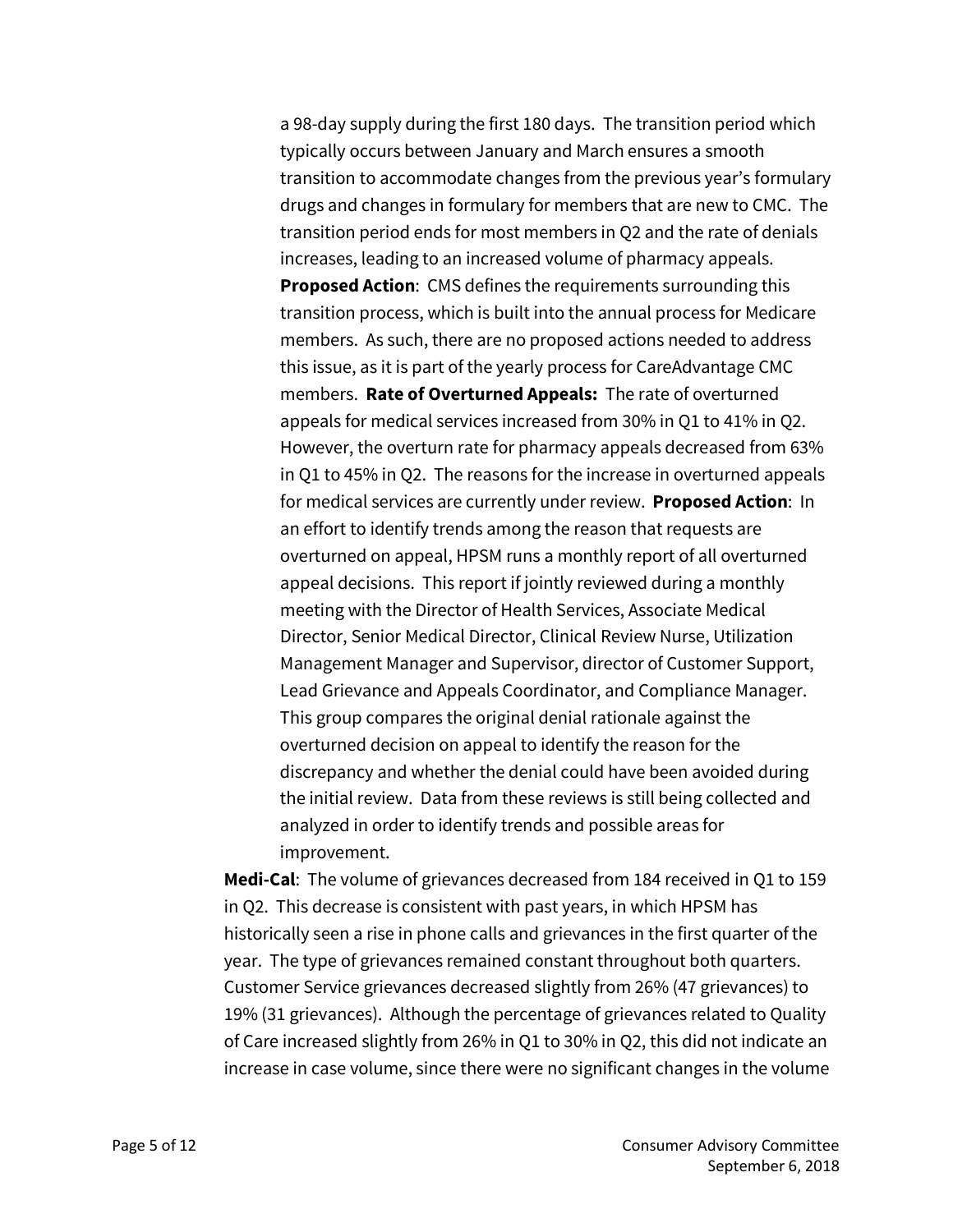a 98-day supply during the first 180 days. The transition period which typically occurs between January and March ensures a smooth transition to accommodate changes from the previous year's formulary drugs and changes in formulary for members that are new to CMC. The transition period ends for most members in Q2 and the rate of denials increases, leading to an increased volume of pharmacy appeals. **Proposed Action**: CMS defines the requirements surrounding this transition process, which is built into the annual process for Medicare members. As such, there are no proposed actions needed to address this issue, as it is part of the yearly process for CareAdvantage CMC members. **Rate of Overturned Appeals:** The rate of overturned appeals for medical services increased from 30% in Q1 to 41% in Q2. However, the overturn rate for pharmacy appeals decreased from 63% in Q1 to 45% in Q2. The reasons for the increase in overturned appeals for medical services are currently under review. **Proposed Action**: In an effort to identify trends among the reason that requests are overturned on appeal, HPSM runs a monthly report of all overturned appeal decisions. This report if jointly reviewed during a monthly meeting with the Director of Health Services, Associate Medical Director, Senior Medical Director, Clinical Review Nurse, Utilization Management Manager and Supervisor, director of Customer Support, Lead Grievance and Appeals Coordinator, and Compliance Manager. This group compares the original denial rationale against the overturned decision on appeal to identify the reason for the discrepancy and whether the denial could have been avoided during the initial review. Data from these reviews is still being collected and analyzed in order to identify trends and possible areas for improvement.

**Medi-Cal**: The volume of grievances decreased from 184 received in Q1 to 159 in Q2. This decrease is consistent with past years, in which HPSM has historically seen a rise in phone calls and grievances in the first quarter of the year. The type of grievances remained constant throughout both quarters. Customer Service grievances decreased slightly from 26% (47 grievances) to 19% (31 grievances). Although the percentage of grievances related to Quality of Care increased slightly from 26% in Q1 to 30% in Q2, this did not indicate an increase in case volume, since there were no significant changes in the volume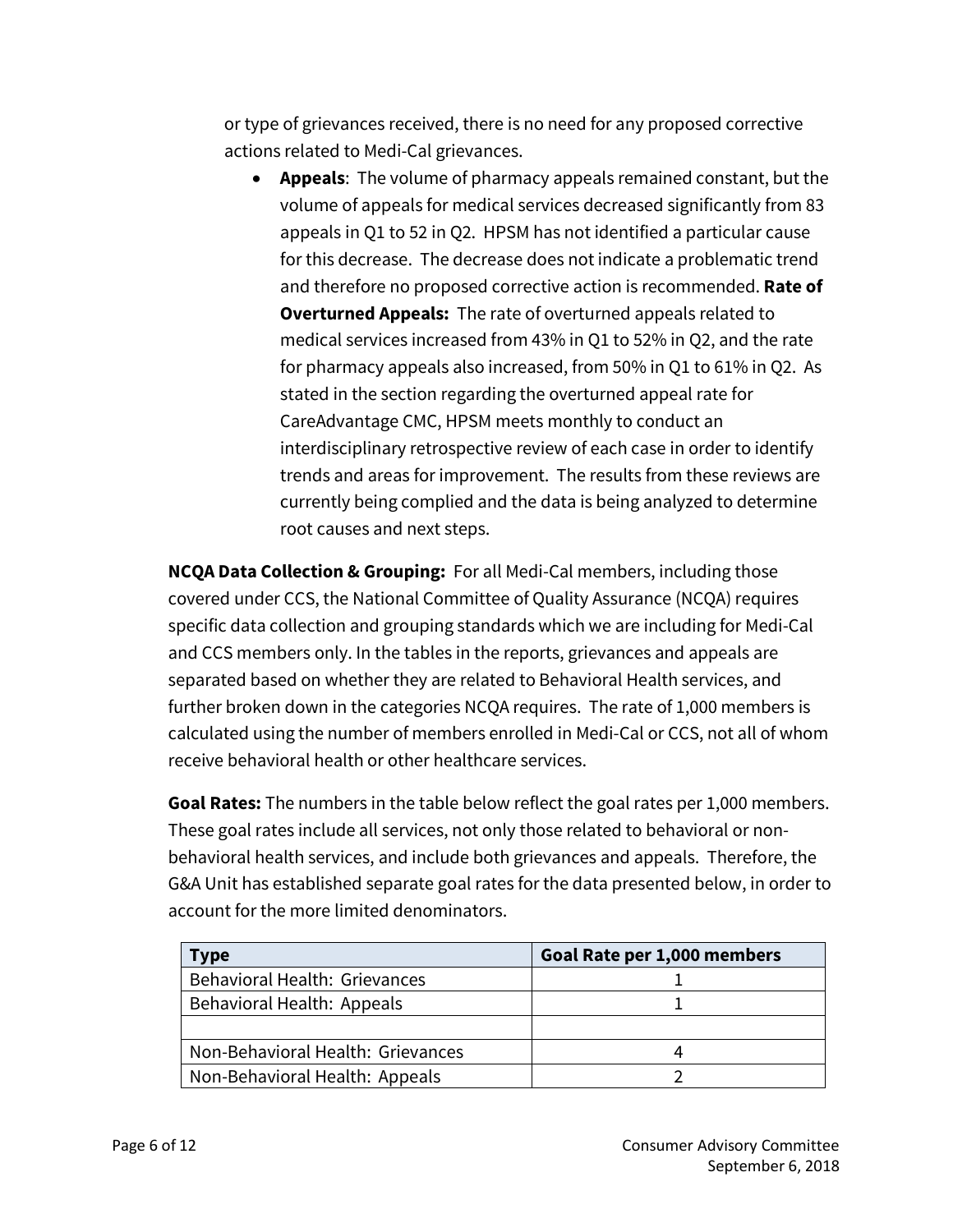or type of grievances received, there is no need for any proposed corrective actions related to Medi-Cal grievances.

- **Appeals**: The volume of pharmacy appeals remained constant, but the volume of appeals for medical services decreased significantly from 83 appeals in Q1 to 52 in Q2. HPSM has not identified a particular cause for this decrease. The decrease does not indicate a problematic trend and therefore no proposed corrective action is recommended. **Rate of Overturned Appeals:** The rate of overturned appeals related to medical services increased from 43% in Q1 to 52% in Q2, and the rate for pharmacy appeals also increased, from 50% in Q1 to 61% in Q2. As stated in the section regarding the overturned appeal rate for CareAdvantage CMC, HPSM meets monthly to conduct an interdisciplinary retrospective review of each case in order to identify trends and areas for improvement. The results from these reviews are currently being complied and the data is being analyzed to determine root causes and next steps.

**NCQA Data Collection & Grouping:** For all Medi-Cal members, including those covered under CCS, the National Committee of Quality Assurance (NCQA) requires specific data collection and grouping standards which we are including for Medi-Cal and CCS members only. In the tables in the reports, grievances and appeals are separated based on whether they are related to Behavioral Health services, and further broken down in the categories NCQA requires. The rate of 1,000 members is calculated using the number of members enrolled in Medi-Cal or CCS, not all of whom receive behavioral health or other healthcare services.

**Goal Rates:** The numbers in the table below reflect the goal rates per 1,000 members. These goal rates include all services, not only those related to behavioral or non-behavioral health services, and include both grievances and appeals. Therefore, the G&A Unit has established separate goal rates for the data presented below, in order to account for the more limited denominators.

| Type | Goal Rate per 1,000 members |
|---|---|
| Behavioral Health: Grievances | 1 |
| Behavioral Health: Appeals | 1 |
| | |
| Non-Behavioral Health: Grievances | 4 |
| Non-Behavioral Health: Appeals | 2 |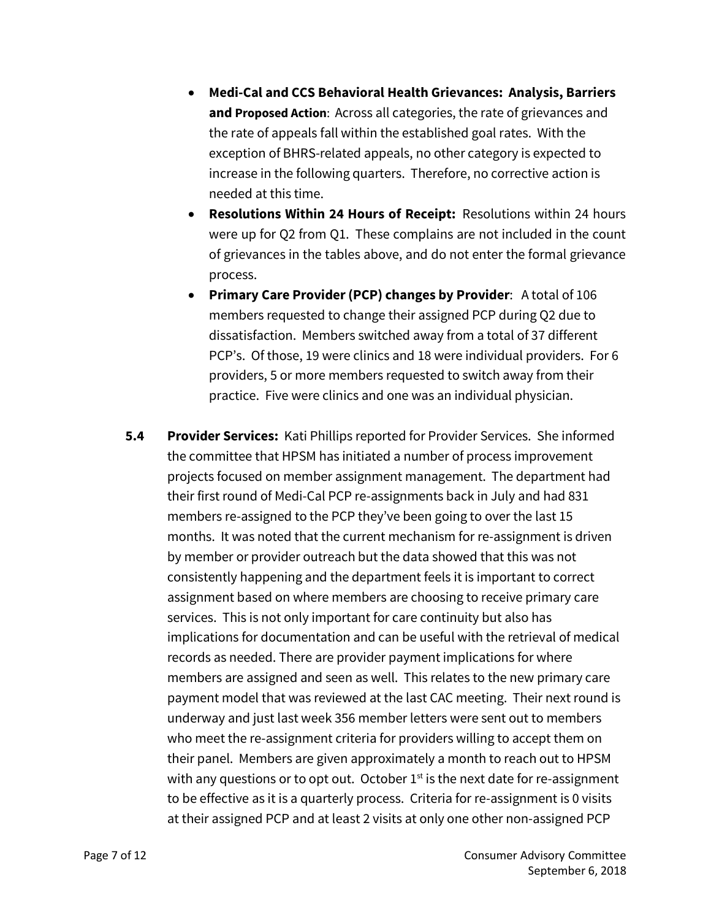- **Medi-Cal and CCS Behavioral Health Grievances: Analysis, Barriers and Proposed Action**: Across all categories, the rate of grievances and the rate of appeals fall within the established goal rates. With the exception of BHRS-related appeals, no other category is expected to increase in the following quarters. Therefore, no corrective action is needed at this time.
- **Resolutions Within 24 Hours of Receipt:** Resolutions within 24 hours were up for Q2 from Q1. These complains are not included in the count of grievances in the tables above, and do not enter the formal grievance process.
- **Primary Care Provider (PCP) changes by Provider**: A total of 106 members requested to change their assigned PCP during Q2 due to dissatisfaction. Members switched away from a total of 37 different PCP's. Of those, 19 were clinics and 18 were individual providers. For 6 providers, 5 or more members requested to switch away from their practice. Five were clinics and one was an individual physician.

**5.4 Provider Services:** Kati Phillips reported for Provider Services. She informed the committee that HPSM has initiated a number of process improvement projects focused on member assignment management. The department had their first round of Medi-Cal PCP re-assignments back in July and had 831 members re-assigned to the PCP they've been going to over the last 15 months. It was noted that the current mechanism for re-assignment is driven by member or provider outreach but the data showed that this was not consistently happening and the department feels it is important to correct assignment based on where members are choosing to receive primary care services. This is not only important for care continuity but also has implications for documentation and can be useful with the retrieval of medical records as needed. There are provider payment implications for where members are assigned and seen as well. This relates to the new primary care payment model that was reviewed at the last CAC meeting. Their next round is underway and just last week 356 member letters were sent out to members who meet the re-assignment criteria for providers willing to accept them on their panel. Members are given approximately a month to reach out to HPSM with any questions or to opt out. October 1st is the next date for re-assignment to be effective as it is a quarterly process. Criteria for re-assignment is 0 visits at their assigned PCP and at least 2 visits at only one other non-assigned PCP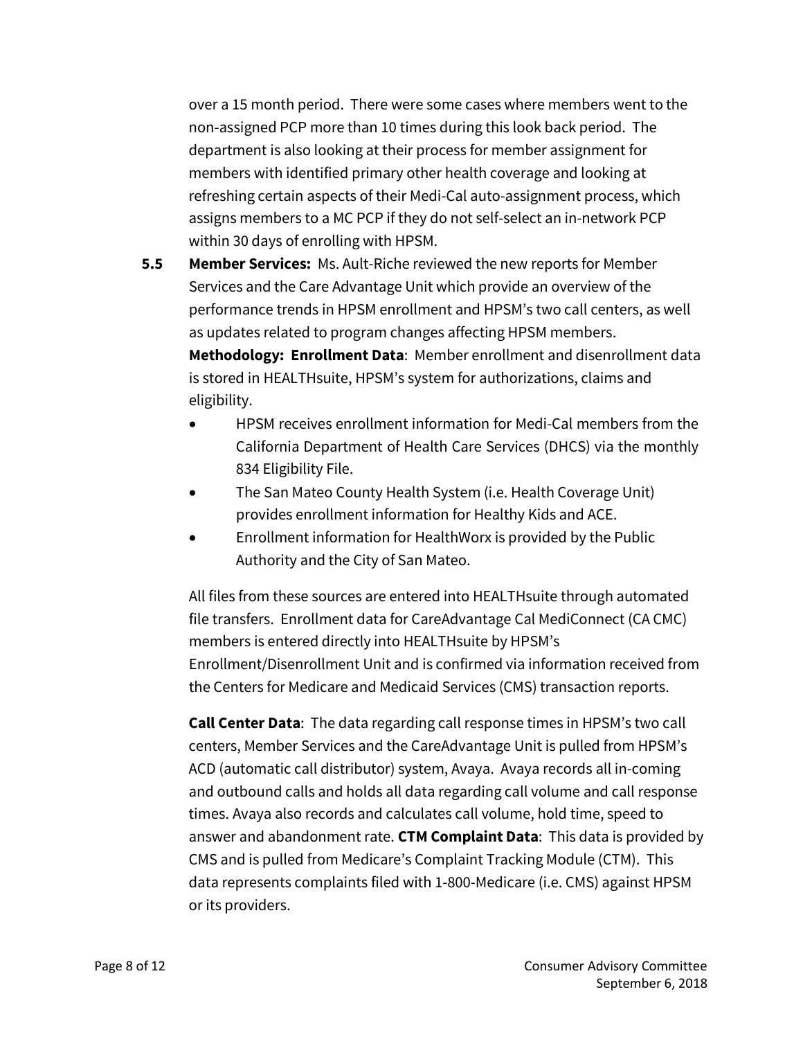over a 15 month period. There were some cases where members went to the non-assigned PCP more than 10 times during this look back period. The department is also looking at their process for member assignment for members with identified primary other health coverage and looking at refreshing certain aspects of their Medi-Cal auto-assignment process, which assigns members to a MC PCP if they do not self-select an in-network PCP within 30 days of enrolling with HPSM.

**5.5 Member Services:** Ms. Ault-Riche reviewed the new reports for Member Services and the Care Advantage Unit which provide an overview of the performance trends in HPSM enrollment and HPSM's two call centers, as well as updates related to program changes affecting HPSM members.

**Methodology: Enrollment Data**: Member enrollment and disenrollment data is stored in HEALTHsuite, HPSM's system for authorizations, claims and eligibility.

- HPSM receives enrollment information for Medi-Cal members from the California Department of Health Care Services (DHCS) via the monthly 834 Eligibility File.
- The San Mateo County Health System (i.e. Health Coverage Unit) provides enrollment information for Healthy Kids and ACE.
- Enrollment information for HealthWorx is provided by the Public Authority and the City of San Mateo.

All files from these sources are entered into HEALTHsuite through automated file transfers. Enrollment data for CareAdvantage Cal MediConnect (CA CMC) members is entered directly into HEALTHsuite by HPSM's Enrollment/Disenrollment Unit and is confirmed via information received from the Centers for Medicare and Medicaid Services (CMS) transaction reports.

**Call Center Data**: The data regarding call response times in HPSM's two call centers, Member Services and the CareAdvantage Unit is pulled from HPSM's ACD (automatic call distributor) system, Avaya. Avaya records all in-coming and outbound calls and holds all data regarding call volume and call response times. Avaya also records and calculates call volume, hold time, speed to answer and abandonment rate. **CTM Complaint Data**: This data is provided by CMS and is pulled from Medicare's Complaint Tracking Module (CTM). This data represents complaints filed with 1-800-Medicare (i.e. CMS) against HPSM or its providers.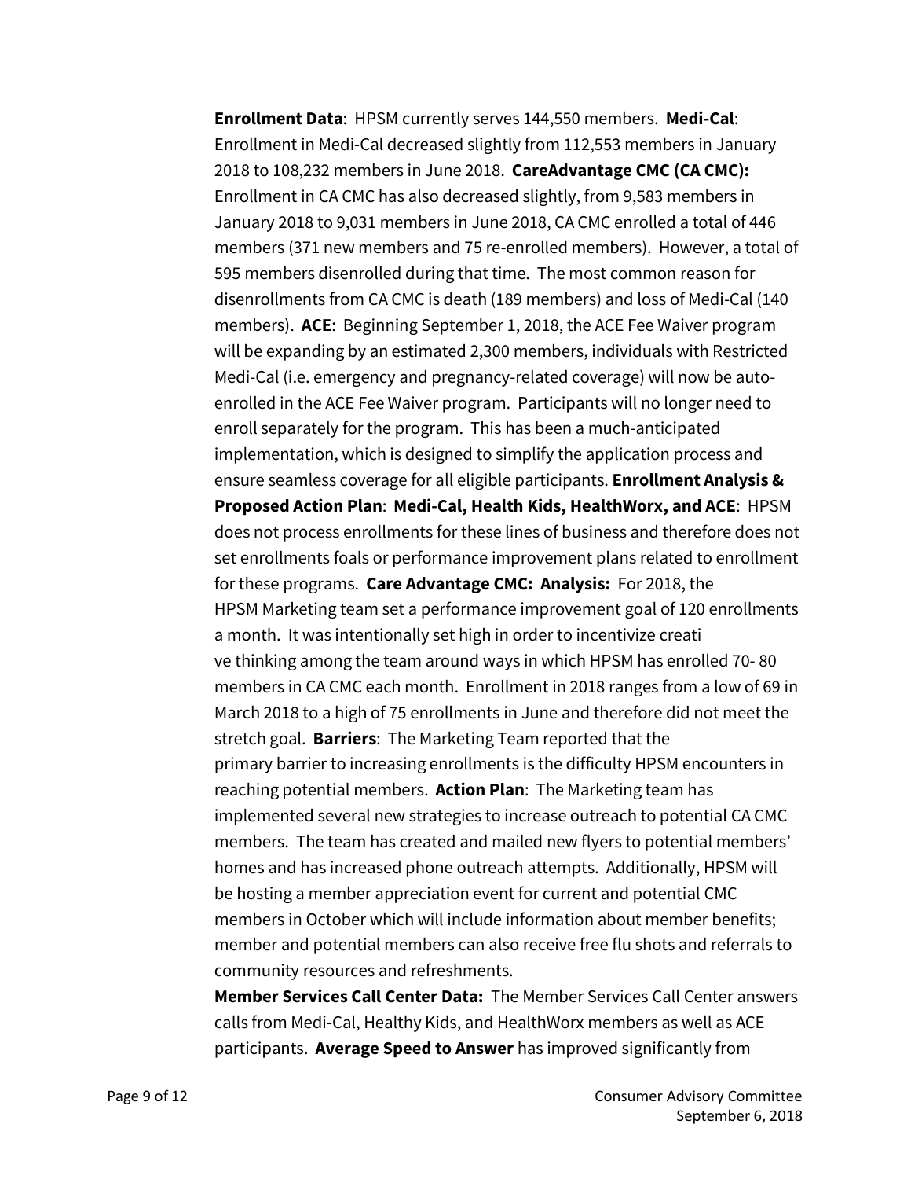**Enrollment Data**: HPSM currently serves 144,550 members. **Medi-Cal**: Enrollment in Medi-Cal decreased slightly from 112,553 members in January 2018 to 108,232 members in June 2018. **CareAdvantage CMC (CA CMC):** Enrollment in CA CMC has also decreased slightly, from 9,583 members in January 2018 to 9,031 members in June 2018, CA CMC enrolled a total of 446 members (371 new members and 75 re-enrolled members). However, a total of 595 members disenrolled during that time. The most common reason for disenrollments from CA CMC is death (189 members) and loss of Medi-Cal (140 members). **ACE**: Beginning September 1, 2018, the ACE Fee Waiver program will be expanding by an estimated 2,300 members, individuals with Restricted Medi-Cal (i.e. emergency and pregnancy-related coverage) will now be auto-enrolled in the ACE Fee Waiver program. Participants will no longer need to enroll separately for the program. This has been a much-anticipated implementation, which is designed to simplify the application process and ensure seamless coverage for all eligible participants. **Enrollment Analysis & Proposed Action Plan**: **Medi-Cal, Health Kids, HealthWorx, and ACE**: HPSM does not process enrollments for these lines of business and therefore does not set enrollments foals or performance improvement plans related to enrollment for these programs. **Care Advantage CMC: Analysis:** For 2018, the HPSM Marketing team set a performance improvement goal of 120 enrollments a month. It was intentionally set high in order to incentivize creati ve thinking among the team around ways in which HPSM has enrolled 70- 80 members in CA CMC each month. Enrollment in 2018 ranges from a low of 69 in March 2018 to a high of 75 enrollments in June and therefore did not meet the stretch goal. **Barriers**: The Marketing Team reported that the primary barrier to increasing enrollments is the difficulty HPSM encounters in reaching potential members. **Action Plan**: The Marketing team has implemented several new strategies to increase outreach to potential CA CMC members. The team has created and mailed new flyers to potential members' homes and has increased phone outreach attempts. Additionally, HPSM will be hosting a member appreciation event for current and potential CMC members in October which will include information about member benefits; member and potential members can also receive free flu shots and referrals to community resources and refreshments.

**Member Services Call Center Data:** The Member Services Call Center answers calls from Medi-Cal, Healthy Kids, and HealthWorx members as well as ACE participants. **Average Speed to Answer** has improved significantly from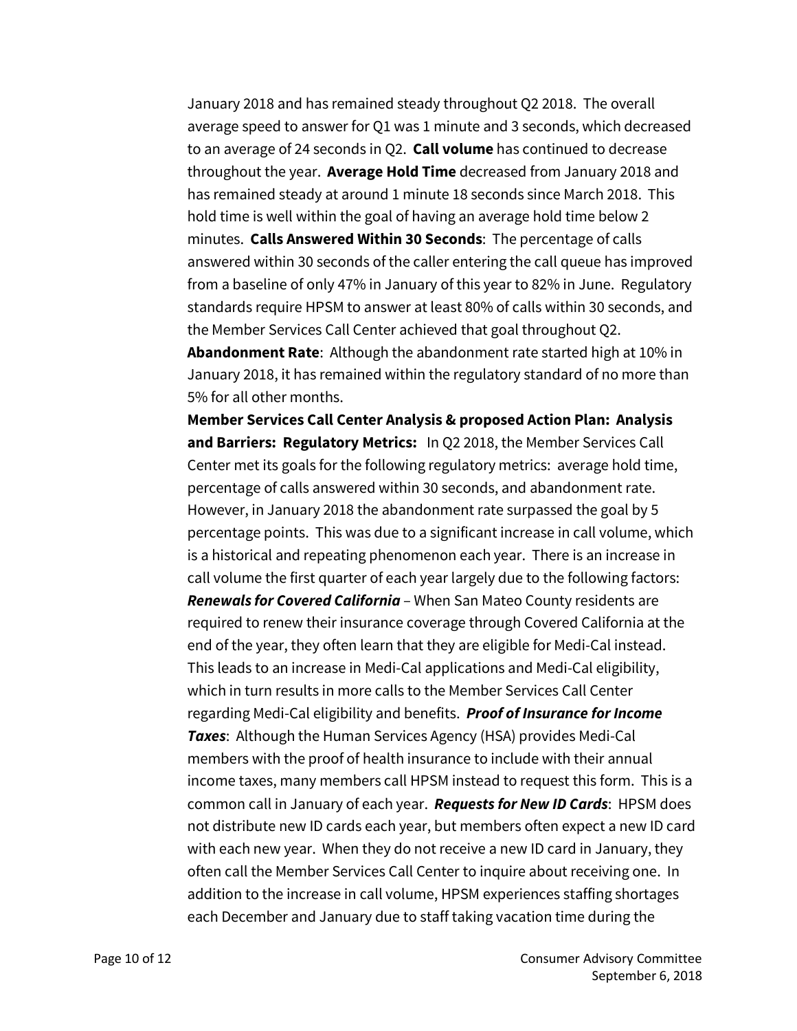January 2018 and has remained steady throughout Q2 2018. The overall average speed to answer for Q1 was 1 minute and 3 seconds, which decreased to an average of 24 seconds in Q2. **Call volume** has continued to decrease throughout the year. **Average Hold Time** decreased from January 2018 and has remained steady at around 1 minute 18 seconds since March 2018. This hold time is well within the goal of having an average hold time below 2 minutes. **Calls Answered Within 30 Seconds**: The percentage of calls answered within 30 seconds of the caller entering the call queue has improved from a baseline of only 47% in January of this year to 82% in June. Regulatory standards require HPSM to answer at least 80% of calls within 30 seconds, and the Member Services Call Center achieved that goal throughout Q2. **Abandonment Rate**: Although the abandonment rate started high at 10% in January 2018, it has remained within the regulatory standard of no more than 5% for all other months.

**Member Services Call Center Analysis & proposed Action Plan: Analysis and Barriers: Regulatory Metrics:** In Q2 2018, the Member Services Call Center met its goals for the following regulatory metrics: average hold time, percentage of calls answered within 30 seconds, and abandonment rate. However, in January 2018 the abandonment rate surpassed the goal by 5 percentage points. This was due to a significant increase in call volume, which is a historical and repeating phenomenon each year. There is an increase in call volume the first quarter of each year largely due to the following factors: ***Renewals for Covered California*** – When San Mateo County residents are required to renew their insurance coverage through Covered California at the end of the year, they often learn that they are eligible for Medi-Cal instead. This leads to an increase in Medi-Cal applications and Medi-Cal eligibility, which in turn results in more calls to the Member Services Call Center regarding Medi-Cal eligibility and benefits. ***Proof of Insurance for Income Taxes***: Although the Human Services Agency (HSA) provides Medi-Cal members with the proof of health insurance to include with their annual income taxes, many members call HPSM instead to request this form. This is a common call in January of each year. ***Requests for New ID Cards***: HPSM does not distribute new ID cards each year, but members often expect a new ID card with each new year. When they do not receive a new ID card in January, they often call the Member Services Call Center to inquire about receiving one. In addition to the increase in call volume, HPSM experiences staffing shortages each December and January due to staff taking vacation time during the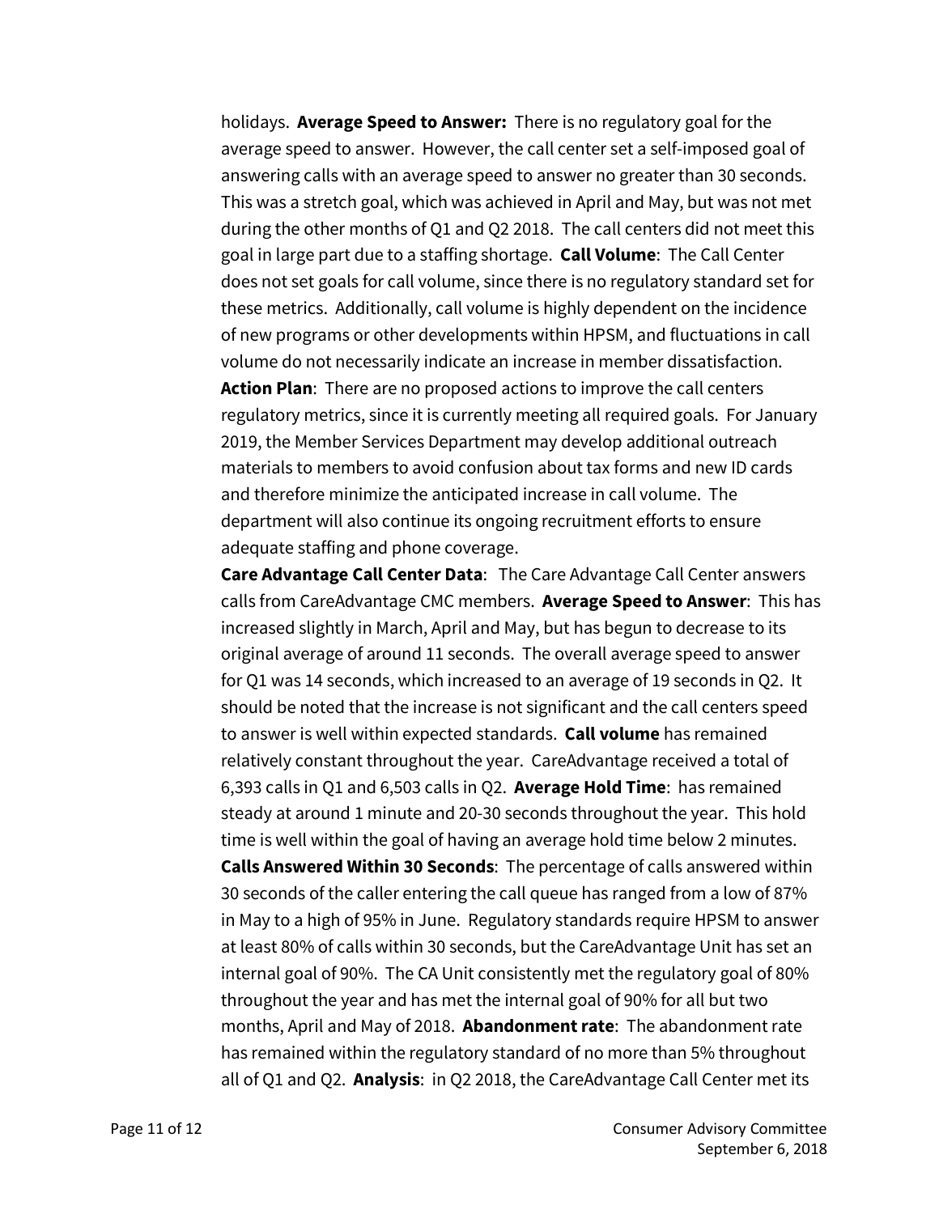holidays. **Average Speed to Answer:** There is no regulatory goal for the average speed to answer. However, the call center set a self-imposed goal of answering calls with an average speed to answer no greater than 30 seconds. This was a stretch goal, which was achieved in April and May, but was not met during the other months of Q1 and Q2 2018. The call centers did not meet this goal in large part due to a staffing shortage. **Call Volume**: The Call Center does not set goals for call volume, since there is no regulatory standard set for these metrics. Additionally, call volume is highly dependent on the incidence of new programs or other developments within HPSM, and fluctuations in call volume do not necessarily indicate an increase in member dissatisfaction. **Action Plan**: There are no proposed actions to improve the call centers regulatory metrics, since it is currently meeting all required goals. For January 2019, the Member Services Department may develop additional outreach materials to members to avoid confusion about tax forms and new ID cards and therefore minimize the anticipated increase in call volume. The department will also continue its ongoing recruitment efforts to ensure adequate staffing and phone coverage.

**Care Advantage Call Center Data**: The Care Advantage Call Center answers calls from CareAdvantage CMC members. **Average Speed to Answer**: This has increased slightly in March, April and May, but has begun to decrease to its original average of around 11 seconds. The overall average speed to answer for Q1 was 14 seconds, which increased to an average of 19 seconds in Q2. It should be noted that the increase is not significant and the call centers speed to answer is well within expected standards. **Call volume** has remained relatively constant throughout the year. CareAdvantage received a total of 6,393 calls in Q1 and 6,503 calls in Q2. **Average Hold Time**: has remained steady at around 1 minute and 20-30 seconds throughout the year. This hold time is well within the goal of having an average hold time below 2 minutes. **Calls Answered Within 30 Seconds**: The percentage of calls answered within 30 seconds of the caller entering the call queue has ranged from a low of 87% in May to a high of 95% in June. Regulatory standards require HPSM to answer at least 80% of calls within 30 seconds, but the CareAdvantage Unit has set an internal goal of 90%. The CA Unit consistently met the regulatory goal of 80% throughout the year and has met the internal goal of 90% for all but two months, April and May of 2018. **Abandonment rate**: The abandonment rate has remained within the regulatory standard of no more than 5% throughout all of Q1 and Q2. **Analysis**: in Q2 2018, the CareAdvantage Call Center met its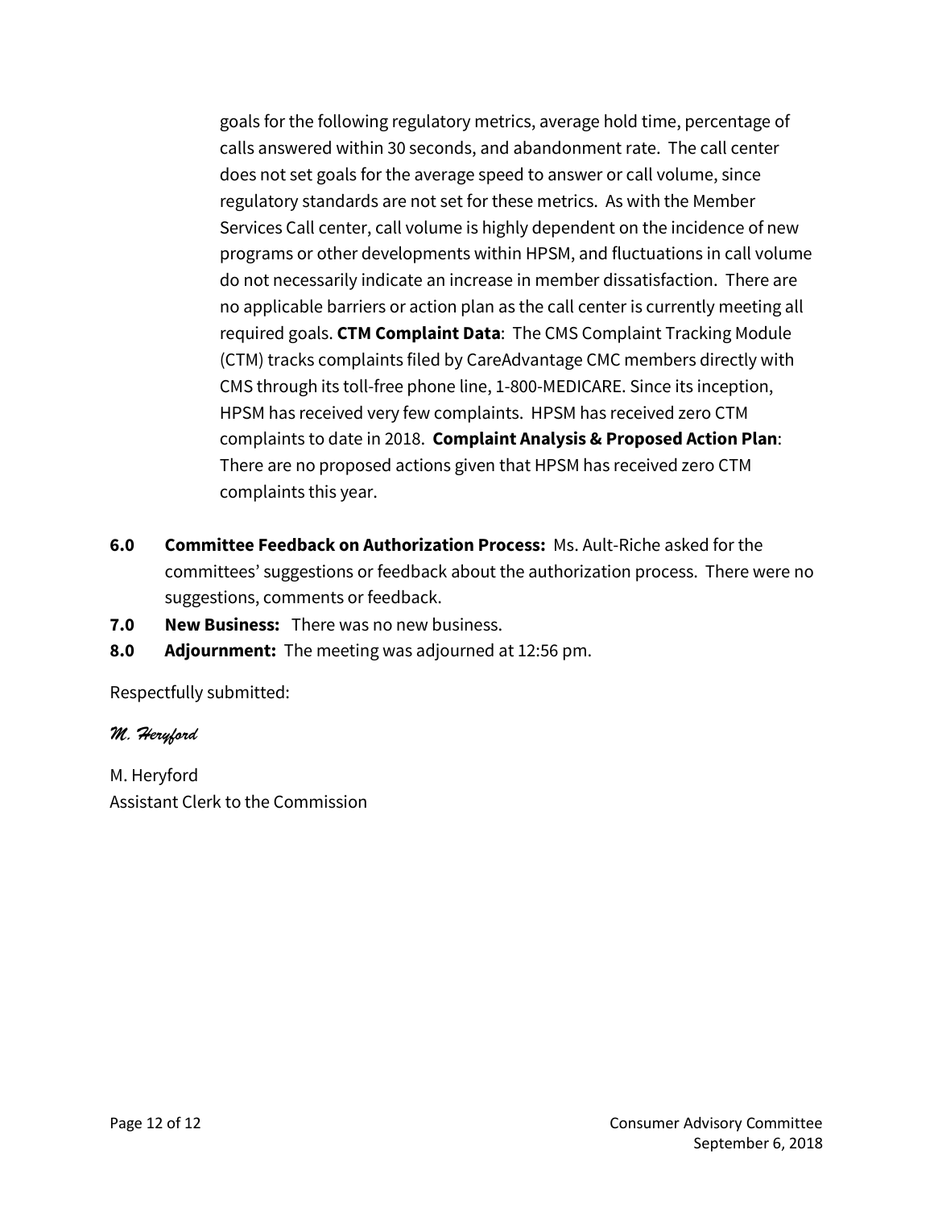goals for the following regulatory metrics, average hold time, percentage of calls answered within 30 seconds, and abandonment rate. The call center does not set goals for the average speed to answer or call volume, since regulatory standards are not set for these metrics. As with the Member Services Call center, call volume is highly dependent on the incidence of new programs or other developments within HPSM, and fluctuations in call volume do not necessarily indicate an increase in member dissatisfaction. There are no applicable barriers or action plan as the call center is currently meeting all required goals. **CTM Complaint Data**: The CMS Complaint Tracking Module (CTM) tracks complaints filed by CareAdvantage CMC members directly with CMS through its toll-free phone line, 1-800-MEDICARE. Since its inception, HPSM has received very few complaints. HPSM has received zero CTM complaints to date in 2018. **Complaint Analysis & Proposed Action Plan**: There are no proposed actions given that HPSM has received zero CTM complaints this year.

**6.0 Committee Feedback on Authorization Process:** Ms. Ault-Riche asked for the committees' suggestions or feedback about the authorization process. There were no suggestions, comments or feedback.

**7.0 New Business:** There was no new business.

**8.0 Adjournment:** The meeting was adjourned at 12:56 pm.

Respectfully submitted:

*M. Heryford*

M. Heryford
Assistant Clerk to the Commission